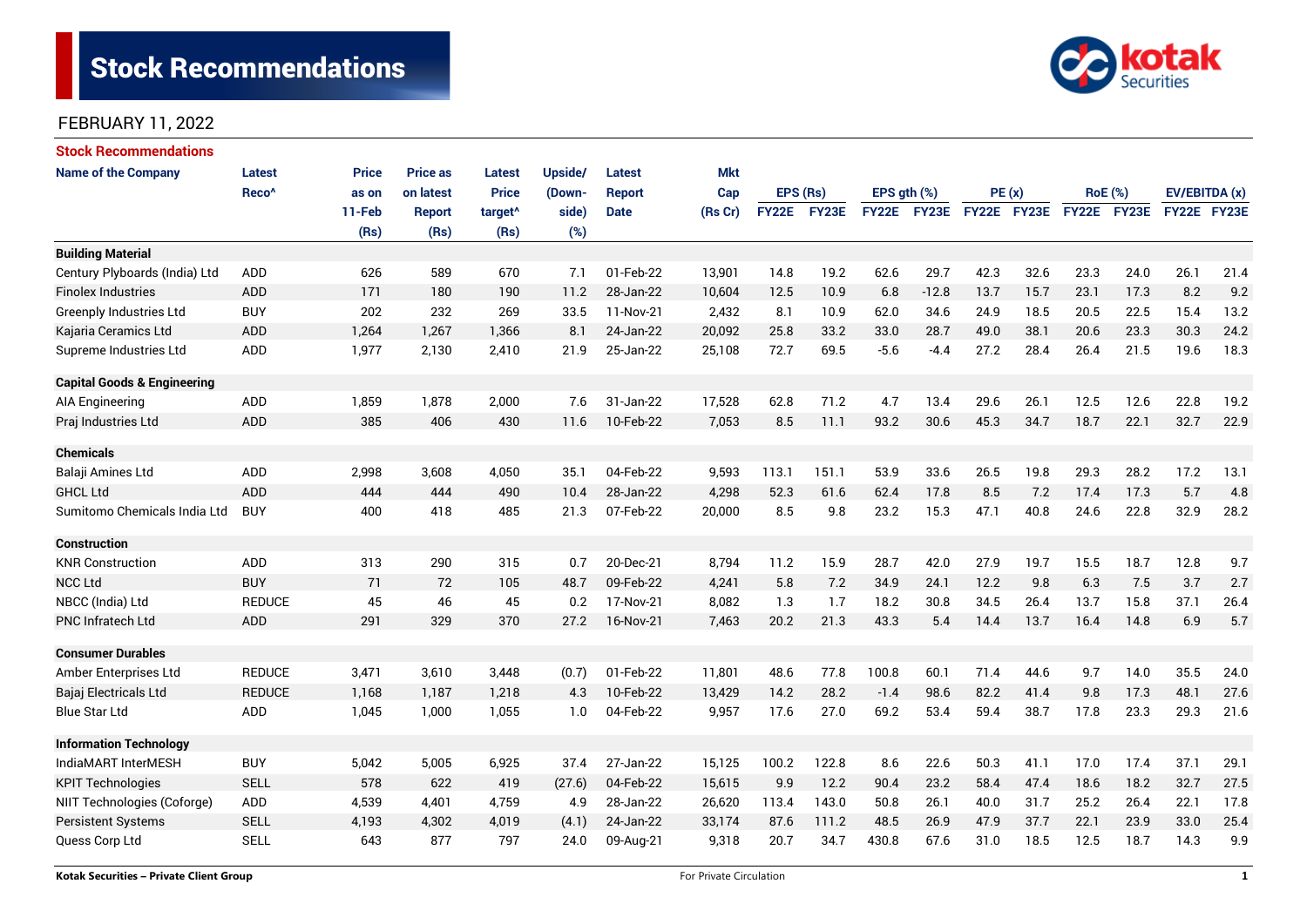# Stock Recommendations

FEBRUARY 11, 2022

## Stock Recommendations

| Name of the Company | Latest Reco^ | Price as on 11-Feb (Rs) | Price as on latest Report (Rs) | Latest Price target^ (Rs) | Upside/ (Down-side) (%) | Latest Report Date | Mkt Cap (Rs Cr) | EPS (Rs) | | EPS gth (%) | | PE (x) | | RoE (%) | | EV/EBITDA (x) | |
|---|---|---|---|---|---|---|---|---|---|---|---|---|---|---|---|---|---|
| | | | | | | | | FY22E | FY23E | FY22E | FY23E | FY22E | FY23E | FY22E | FY23E | FY22E | FY23E |
| **Building Material** | | | | | | | | | | | | | | | | | |
| Century Plyboards (India) Ltd | ADD | 626 | 589 | 670 | 7.1 | 01-Feb-22 | 13,901 | 14.8 | 19.2 | 62.6 | 29.7 | 42.3 | 32.6 | 23.3 | 24.0 | 26.1 | 21.4 |
| Finolex Industries | ADD | 171 | 180 | 190 | 11.2 | 28-Jan-22 | 10,604 | 12.5 | 10.9 | 6.8 | -12.8 | 13.7 | 15.7 | 23.1 | 17.3 | 8.2 | 9.2 |
| Greenply Industries Ltd | BUY | 202 | 232 | 269 | 33.5 | 11-Nov-21 | 2,432 | 8.1 | 10.9 | 62.0 | 34.6 | 24.9 | 18.5 | 20.5 | 22.5 | 15.4 | 13.2 |
| Kajaria Ceramics Ltd | ADD | 1,264 | 1,267 | 1,366 | 8.1 | 24-Jan-22 | 20,092 | 25.8 | 33.2 | 33.0 | 28.7 | 49.0 | 38.1 | 20.6 | 23.3 | 30.3 | 24.2 |
| Supreme Industries Ltd | ADD | 1,977 | 2,130 | 2,410 | 21.9 | 25-Jan-22 | 25,108 | 72.7 | 69.5 | -5.6 | -4.4 | 27.2 | 28.4 | 26.4 | 21.5 | 19.6 | 18.3 |
| **Capital Goods & Engineering** | | | | | | | | | | | | | | | | | |
| AIA Engineering | ADD | 1,859 | 1,878 | 2,000 | 7.6 | 31-Jan-22 | 17,528 | 62.8 | 71.2 | 4.7 | 13.4 | 29.6 | 26.1 | 12.5 | 12.6 | 22.8 | 19.2 |
| Praj Industries Ltd | ADD | 385 | 406 | 430 | 11.6 | 10-Feb-22 | 7,053 | 8.5 | 11.1 | 93.2 | 30.6 | 45.3 | 34.7 | 18.7 | 22.1 | 32.7 | 22.9 |
| **Chemicals** | | | | | | | | | | | | | | | | | |
| Balaji Amines Ltd | ADD | 2,998 | 3,608 | 4,050 | 35.1 | 04-Feb-22 | 9,593 | 113.1 | 151.1 | 53.9 | 33.6 | 26.5 | 19.8 | 29.3 | 28.2 | 17.2 | 13.1 |
| GHCL Ltd | ADD | 444 | 444 | 490 | 10.4 | 28-Jan-22 | 4,298 | 52.3 | 61.6 | 62.4 | 17.8 | 8.5 | 7.2 | 17.4 | 17.3 | 5.7 | 4.8 |
| Sumitomo Chemicals India Ltd | BUY | 400 | 418 | 485 | 21.3 | 07-Feb-22 | 20,000 | 8.5 | 9.8 | 23.2 | 15.3 | 47.1 | 40.8 | 24.6 | 22.8 | 32.9 | 28.2 |
| **Construction** | | | | | | | | | | | | | | | | | |
| KNR Construction | ADD | 313 | 290 | 315 | 0.7 | 20-Dec-21 | 8,794 | 11.2 | 15.9 | 28.7 | 42.0 | 27.9 | 19.7 | 15.5 | 18.7 | 12.8 | 9.7 |
| NCC Ltd | BUY | 71 | 72 | 105 | 48.7 | 09-Feb-22 | 4,241 | 5.8 | 7.2 | 34.9 | 24.1 | 12.2 | 9.8 | 6.3 | 7.5 | 3.7 | 2.7 |
| NBCC (India) Ltd | REDUCE | 45 | 46 | 45 | 0.2 | 17-Nov-21 | 8,082 | 1.3 | 1.7 | 18.2 | 30.8 | 34.5 | 26.4 | 13.7 | 15.8 | 37.1 | 26.4 |
| PNC Infratech Ltd | ADD | 291 | 329 | 370 | 27.2 | 16-Nov-21 | 7,463 | 20.2 | 21.3 | 43.3 | 5.4 | 14.4 | 13.7 | 16.4 | 14.8 | 6.9 | 5.7 |
| **Consumer Durables** | | | | | | | | | | | | | | | | | |
| Amber Enterprises Ltd | REDUCE | 3,471 | 3,610 | 3,448 | (0.7) | 01-Feb-22 | 11,801 | 48.6 | 77.8 | 100.8 | 60.1 | 71.4 | 44.6 | 9.7 | 14.0 | 35.5 | 24.0 |
| Bajaj Electricals Ltd | REDUCE | 1,168 | 1,187 | 1,218 | 4.3 | 10-Feb-22 | 13,429 | 14.2 | 28.2 | -1.4 | 98.6 | 82.2 | 41.4 | 9.8 | 17.3 | 48.1 | 27.6 |
| Blue Star Ltd | ADD | 1,045 | 1,000 | 1,055 | 1.0 | 04-Feb-22 | 9,957 | 17.6 | 27.0 | 69.2 | 53.4 | 59.4 | 38.7 | 17.8 | 23.3 | 29.3 | 21.6 |
| **Information Technology** | | | | | | | | | | | | | | | | | |
| IndiaMART InterMESH | BUY | 5,042 | 5,005 | 6,925 | 37.4 | 27-Jan-22 | 15,125 | 100.2 | 122.8 | 8.6 | 22.6 | 50.3 | 41.1 | 17.0 | 17.4 | 37.1 | 29.1 |
| KPIT Technologies | SELL | 578 | 622 | 419 | (27.6) | 04-Feb-22 | 15,615 | 9.9 | 12.2 | 90.4 | 23.2 | 58.4 | 47.4 | 18.6 | 18.2 | 32.7 | 27.5 |
| NIIT Technologies (Coforge) | ADD | 4,539 | 4,401 | 4,759 | 4.9 | 28-Jan-22 | 26,620 | 113.4 | 143.0 | 50.8 | 26.1 | 40.0 | 31.7 | 25.2 | 26.4 | 22.1 | 17.8 |
| Persistent Systems | SELL | 4,193 | 4,302 | 4,019 | (4.1) | 24-Jan-22 | 33,174 | 87.6 | 111.2 | 48.5 | 26.9 | 47.9 | 37.7 | 22.1 | 23.9 | 33.0 | 25.4 |
| Quess Corp Ltd | SELL | 643 | 877 | 797 | 24.0 | 09-Aug-21 | 9,318 | 20.7 | 34.7 | 430.8 | 67.6 | 31.0 | 18.5 | 12.5 | 18.7 | 14.3 | 9.9 |

Kotak Securities – Private Client Group | For Private Circulation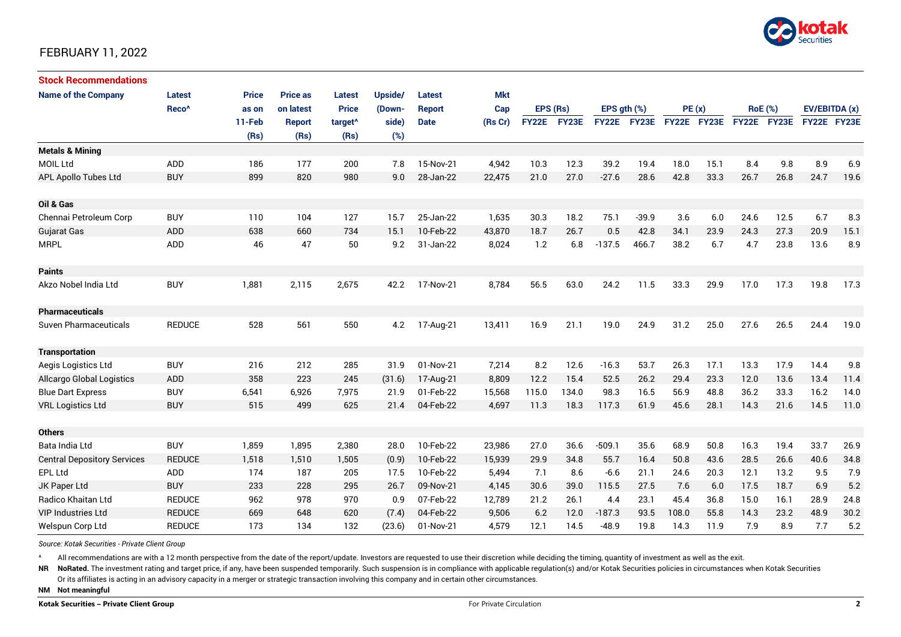FEBRUARY 11, 2022

## Stock Recommendations

| Name of the Company | Latest Reco^ | Price as on 11-Feb (Rs) | Price as on latest Report (Rs) | Latest Price target^ (Rs) | Upside/ (Down-side) (%) | Latest Report Date | Mkt Cap (Rs Cr) | EPS (Rs) | | EPS gth (%) | | PE (x) | | RoE (%) | | EV/EBITDA (x) | |
|---|---|---|---|---|---|---|---|---|---|---|---|---|---|---|---|---|---|
| | | | | | | | | FY22E | FY23E | FY22E | FY23E | FY22E | FY23E | FY22E | FY23E | FY22E | FY23E |
| **Metals & Mining** | | | | | | | | | | | | | | | | | |
| MOIL Ltd | ADD | 186 | 177 | 200 | 7.8 | 15-Nov-21 | 4,942 | 10.3 | 12.3 | 39.2 | 19.4 | 18.0 | 15.1 | 8.4 | 9.8 | 8.9 | 6.9 |
| APL Apollo Tubes Ltd | BUY | 899 | 820 | 980 | 9.0 | 28-Jan-22 | 22,475 | 21.0 | 27.0 | -27.6 | 28.6 | 42.8 | 33.3 | 26.7 | 26.8 | 24.7 | 19.6 |
| **Oil & Gas** | | | | | | | | | | | | | | | | | |
| Chennai Petroleum Corp | BUY | 110 | 104 | 127 | 15.7 | 25-Jan-22 | 1,635 | 30.3 | 18.2 | 75.1 | -39.9 | 3.6 | 6.0 | 24.6 | 12.5 | 6.7 | 8.3 |
| Gujarat Gas | ADD | 638 | 660 | 734 | 15.1 | 10-Feb-22 | 43,870 | 18.7 | 26.7 | 0.5 | 42.8 | 34.1 | 23.9 | 24.3 | 27.3 | 20.9 | 15.1 |
| MRPL | ADD | 46 | 47 | 50 | 9.2 | 31-Jan-22 | 8,024 | 1.2 | 6.8 | -137.5 | 466.7 | 38.2 | 6.7 | 4.7 | 23.8 | 13.6 | 8.9 |
| **Paints** | | | | | | | | | | | | | | | | | |
| Akzo Nobel India Ltd | BUY | 1,881 | 2,115 | 2,675 | 42.2 | 17-Nov-21 | 8,784 | 56.5 | 63.0 | 24.2 | 11.5 | 33.3 | 29.9 | 17.0 | 17.3 | 19.8 | 17.3 |
| **Pharmaceuticals** | | | | | | | | | | | | | | | | | |
| Suven Pharmaceuticals | REDUCE | 528 | 561 | 550 | 4.2 | 17-Aug-21 | 13,411 | 16.9 | 21.1 | 19.0 | 24.9 | 31.2 | 25.0 | 27.6 | 26.5 | 24.4 | 19.0 |
| **Transportation** | | | | | | | | | | | | | | | | | |
| Aegis Logistics Ltd | BUY | 216 | 212 | 285 | 31.9 | 01-Nov-21 | 7,214 | 8.2 | 12.6 | -16.3 | 53.7 | 26.3 | 17.1 | 13.3 | 17.9 | 14.4 | 9.8 |
| Allcargo Global Logistics | ADD | 358 | 223 | 245 | (31.6) | 17-Aug-21 | 8,809 | 12.2 | 15.4 | 52.5 | 26.2 | 29.4 | 23.3 | 12.0 | 13.6 | 13.4 | 11.4 |
| Blue Dart Express | BUY | 6,541 | 6,926 | 7,975 | 21.9 | 01-Feb-22 | 15,568 | 115.0 | 134.0 | 98.3 | 16.5 | 56.9 | 48.8 | 36.2 | 33.3 | 16.2 | 14.0 |
| VRL Logistics Ltd | BUY | 515 | 499 | 625 | 21.4 | 04-Feb-22 | 4,697 | 11.3 | 18.3 | 117.3 | 61.9 | 45.6 | 28.1 | 14.3 | 21.6 | 14.5 | 11.0 |
| **Others** | | | | | | | | | | | | | | | | | |
| Bata India Ltd | BUY | 1,859 | 1,895 | 2,380 | 28.0 | 10-Feb-22 | 23,986 | 27.0 | 36.6 | -509.1 | 35.6 | 68.9 | 50.8 | 16.3 | 19.4 | 33.7 | 26.9 |
| Central Depository Services | REDUCE | 1,518 | 1,510 | 1,505 | (0.9) | 10-Feb-22 | 15,939 | 29.9 | 34.8 | 55.7 | 16.4 | 50.8 | 43.6 | 28.5 | 26.6 | 40.6 | 34.8 |
| EPL Ltd | ADD | 174 | 187 | 205 | 17.5 | 10-Feb-22 | 5,494 | 7.1 | 8.6 | -6.6 | 21.1 | 24.6 | 20.3 | 12.1 | 13.2 | 9.5 | 7.9 |
| JK Paper Ltd | BUY | 233 | 228 | 295 | 26.7 | 09-Nov-21 | 4,145 | 30.6 | 39.0 | 115.5 | 27.5 | 7.6 | 6.0 | 17.5 | 18.7 | 6.9 | 5.2 |
| Radico Khaitan Ltd | REDUCE | 962 | 978 | 970 | 0.9 | 07-Feb-22 | 12,789 | 21.2 | 26.1 | 4.4 | 23.1 | 45.4 | 36.8 | 15.0 | 16.1 | 28.9 | 24.8 |
| VIP Industries Ltd | REDUCE | 669 | 648 | 620 | (7.4) | 04-Feb-22 | 9,506 | 6.2 | 12.0 | -187.3 | 93.5 | 108.0 | 55.8 | 14.3 | 23.2 | 48.9 | 30.2 |
| Welspun Corp Ltd | REDUCE | 173 | 134 | 132 | (23.6) | 01-Nov-21 | 4,579 | 12.1 | 14.5 | -48.9 | 19.8 | 14.3 | 11.9 | 7.9 | 8.9 | 7.7 | 5.2 |

*Source: Kotak Securities - Private Client Group*

^ All recommendations are with a 12 month perspective from the date of the report/update. Investors are requested to use their discretion while deciding the timing, quantity of investment as well as the exit.

**NR** **NoRated.** The investment rating and target price, if any, have been suspended temporarily. Such suspension is in compliance with applicable regulation(s) and/or Kotak Securities policies in circumstances when Kotak Securities Or its affiliates is acting in an advisory capacity in a merger or strategic transaction involving this company and in certain other circumstances.

**NM** **Not meaningful**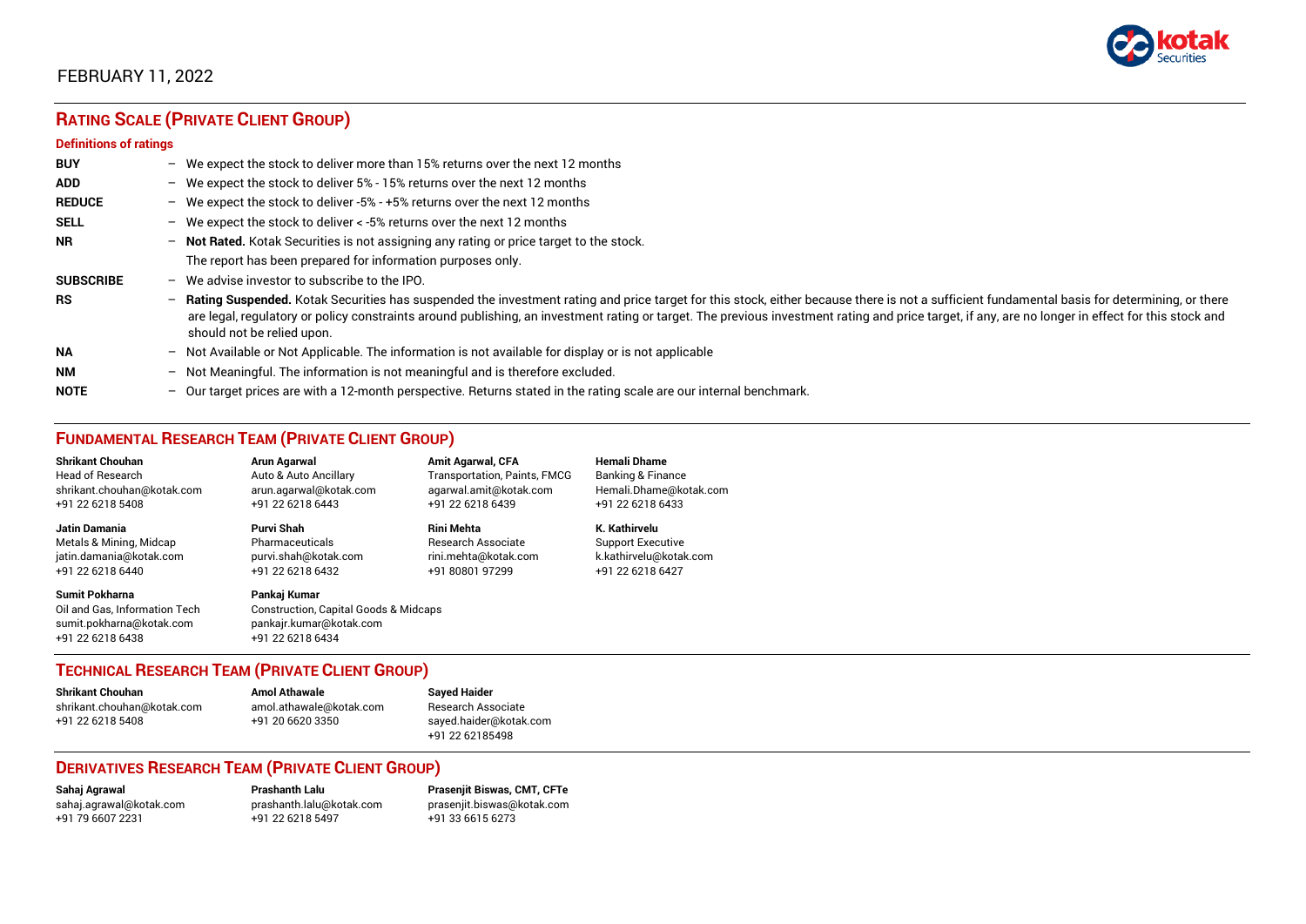FEBRUARY 11, 2022

## RATING SCALE (PRIVATE CLIENT GROUP)

### Definitions of ratings

**BUY** – We expect the stock to deliver more than 15% returns over the next 12 months

**ADD** – We expect the stock to deliver 5% - 15% returns over the next 12 months

**REDUCE** – We expect the stock to deliver -5% - +5% returns over the next 12 months

**SELL** – We expect the stock to deliver < -5% returns over the next 12 months

**NR** – **Not Rated.** Kotak Securities is not assigning any rating or price target to the stock. The report has been prepared for information purposes only.

**SUBSCRIBE** – We advise investor to subscribe to the IPO.

**RS** – **Rating Suspended.** Kotak Securities has suspended the investment rating and price target for this stock, either because there is not a sufficient fundamental basis for determining, or there are legal, regulatory or policy constraints around publishing, an investment rating or target. The previous investment rating and price target, if any, are no longer in effect for this stock and should not be relied upon.

**NA** – Not Available or Not Applicable. The information is not available for display or is not applicable

**NM** – Not Meaningful. The information is not meaningful and is therefore excluded.

**NOTE** – Our target prices are with a 12-month perspective. Returns stated in the rating scale are our internal benchmark.

## FUNDAMENTAL RESEARCH TEAM (PRIVATE CLIENT GROUP)

**Shrikant Chouhan**
Head of Research
shrikant.chouhan@kotak.com
+91 22 6218 5408

**Arun Agarwal**
Auto & Auto Ancillary
arun.agarwal@kotak.com
+91 22 6218 6443

**Amit Agarwal, CFA**
Transportation, Paints, FMCG
agarwal.amit@kotak.com
+91 22 6218 6439

**Hemali Dhame**
Banking & Finance
Hemali.Dhame@kotak.com
+91 22 6218 6433

**Jatin Damania**
Metals & Mining, Midcap
jatin.damania@kotak.com
+91 22 6218 6440

**Purvi Shah**
Pharmaceuticals
purvi.shah@kotak.com
+91 22 6218 6432

**Rini Mehta**
Research Associate
rini.mehta@kotak.com
+91 80801 97299

**K. Kathirvelu**
Support Executive
k.kathirvelu@kotak.com
+91 22 6218 6427

**Sumit Pokharna**
Oil and Gas, Information Tech
sumit.pokharna@kotak.com
+91 22 6218 6438

**Pankaj Kumar**
Construction, Capital Goods & Midcaps
pankajr.kumar@kotak.com
+91 22 6218 6434

## TECHNICAL RESEARCH TEAM (PRIVATE CLIENT GROUP)

**Shrikant Chouhan**
shrikant.chouhan@kotak.com
+91 22 6218 5408

**Amol Athawale**
amol.athawale@kotak.com
+91 20 6620 3350

**Sayed Haider**
Research Associate
sayed.haider@kotak.com
+91 22 62185498

## DERIVATIVES RESEARCH TEAM (PRIVATE CLIENT GROUP)

**Sahaj Agrawal**
sahaj.agrawal@kotak.com
+91 79 6607 2231

**Prashanth Lalu**
prashanth.lalu@kotak.com
+91 22 6218 5497

**Prasenjit Biswas, CMT, CFTe**
prasenjit.biswas@kotak.com
+91 33 6615 6273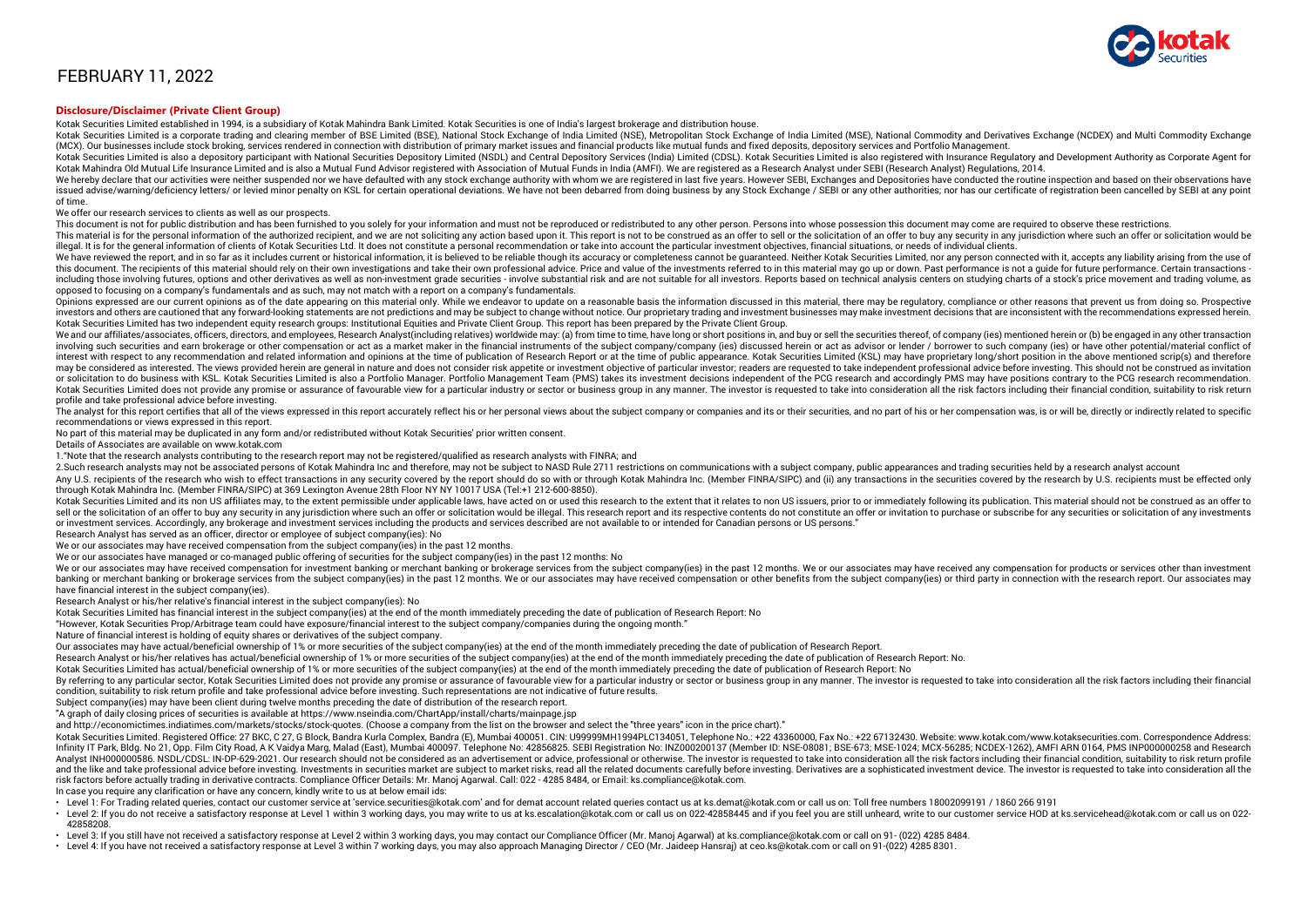# FEBRUARY 11, 2022

### Disclosure/Disclaimer (Private Client Group)

Kotak Securities Limited established in 1994, is a subsidiary of Kotak Mahindra Bank Limited. Kotak Securities is one of India's largest brokerage and distribution house.

Kotak Securities Limited is a corporate trading and clearing member of BSE Limited (BSE), National Stock Exchange of India Limited (NSE), Metropolitan Stock Exchange of India Limited (MSE), National Commodity and Derivatives Exchange (NCDEX) and Multi Commodity Exchange (MCX). Our businesses include stock broking, services rendered in connection with distribution of primary market issues and financial products like mutual funds and fixed deposits, depository services and Portfolio Management.

Kotak Securities Limited is also a depository participant with National Securities Depository Limited (NSDL) and Central Depository Services (India) Limited (CDSL). Kotak Securities Limited is also registered with Insurance Regulatory and Development Authority as Corporate Agent for Kotak Mahindra Old Mutual Life Insurance Limited and is also a Mutual Fund Advisor registered with Association of Mutual Funds in India (AMFI). We are registered as a Research Analyst under SEBI (Research Analyst) Regulations, 2014.

We hereby declare that our activities were neither suspended nor we have defaulted with any stock exchange authority with whom we are registered in last five years. However SEBI, Exchanges and Depositories have conducted the routine inspection and based on their observations have issued advise/warning/deficiency letters/ or levied minor penalty on KSL for certain operational deviations. We have not been debarred from doing business by any Stock Exchange / SEBI or any other authorities; nor has our certificate of registration been cancelled by SEBI at any point of time.

We offer our research services to clients as well as our prospects.

This document is not for public distribution and has been furnished to you solely for your information and must not be reproduced or redistributed to any other person. Persons into whose possession this document may come are required to observe these restrictions.

This material is for the personal information of the authorized recipient, and we are not soliciting any action based upon it. This report is not to be construed as an offer to sell or the solicitation of an offer to buy any security in any jurisdiction where such an offer or solicitation would be illegal. It is for the general information of clients of Kotak Securities Ltd. It does not constitute a personal recommendation or take into account the particular investment objectives, financial situations, or needs of individual clients.

We have reviewed the report, and in so far as it includes current or historical information, it is believed to be reliable though its accuracy or completeness cannot be guaranteed. Neither Kotak Securities Limited, nor any person connected with it, accepts any liability arising from the use of this document. The recipients of this material should rely on their own investigations and take their own professional advice. Price and value of the investments referred to in this material may go up or down. Past performance is not a guide for future performance. Certain transactions - including those involving futures, options and other derivatives as well as non-investment grade securities - involve substantial risk and are not suitable for all investors. Reports based on technical analysis centers on studying charts of a stock's price movement and trading volume, as opposed to focusing on a company's fundamentals and as such, may not match with a report on a company's fundamentals.

Opinions expressed are our current opinions as of the date appearing on this material only. While we endeavor to update on a reasonable basis the information discussed in this material, there may be regulatory, compliance or other reasons that prevent us from doing so. Prospective investors and others are cautioned that any forward-looking statements are not predictions and may be subject to change without notice. Our proprietary trading and investment businesses may make investment decisions that are inconsistent with the recommendations expressed herein. Kotak Securities Limited has two independent equity research groups: Institutional Equities and Private Client Group. This report has been prepared by the Private Client Group.

We and our affiliates/associates, officers, directors, and employees, Research Analyst(including relatives) worldwide may: (a) from time to time, have long or short positions in, and buy or sell the securities thereof, of company (ies) mentioned herein or (b) be engaged in any other transaction involving such securities and earn brokerage or other compensation or act as a market maker in the financial instruments of the subject company/company (ies) discussed herein or act as advisor or lender / borrower to such company (ies) or have other potential/material conflict of interest with respect to any recommendation and related information and opinions at the time of publication of Research Report or at the time of public appearance. Kotak Securities Limited (KSL) may have proprietary long/short position in the above mentioned scrip(s) and therefore may be considered as interested. The views provided herein are general in nature and does not consider risk appetite or investment objective of particular investor; readers are requested to take independent professional advice before investing. This should not be construed as invitation or solicitation to do business with KSL. Kotak Securities Limited is also a Portfolio Manager. Portfolio Management Team (PMS) takes its investment decisions independent of the PCG research and accordingly PMS may have positions contrary to the PCG research recommendation. Kotak Securities Limited does not provide any promise or assurance of favourable view for a particular industry or sector or business group in any manner. The investor is requested to take into consideration all the risk factors including their financial condition, suitability to risk return profile and take professional advice before investing.

The analyst for this report certifies that all of the views expressed in this report accurately reflect his or her personal views about the subject company or companies and its or their securities, and no part of his or her compensation was, is or will be, directly or indirectly related to specific recommendations or views expressed in this report.

No part of this material may be duplicated in any form and/or redistributed without Kotak Securities' prior written consent.

Details of Associates are available on www.kotak.com

1."Note that the research analysts contributing to the research report may not be registered/qualified as research analysts with FINRA; and

2.Such research analysts may not be associated persons of Kotak Mahindra Inc and therefore, may not be subject to NASD Rule 2711 restrictions on communications with a subject company, public appearances and trading securities held by a research analyst account

Any U.S. recipients of the research who wish to effect transactions in any security covered by the report should do so with or through Kotak Mahindra Inc. (Member FINRA/SIPC) and (ii) any transactions in the securities covered by the research by U.S. recipients must be effected only through Kotak Mahindra Inc. (Member FINRA/SIPC) at 369 Lexington Avenue 28th Floor NY NY 10017 USA (Tel:+1 212-600-8850).

Kotak Securities Limited and its non US affiliates may, to the extent permissible under applicable laws, have acted on or used this research to the extent that it relates to non US issuers, prior to or immediately following its publication. This material should not be construed as an offer to sell or the solicitation of an offer to buy any security in any jurisdiction where such an offer or solicitation would be illegal. This research report and its respective contents do not constitute an offer or invitation to purchase or subscribe for any securities or solicitation of any investments or investment services. Accordingly, any brokerage and investment services including the products and services described are not available to or intended for Canadian persons or US persons."

Research Analyst has served as an officer, director or employee of subject company(ies): No

We or our associates may have received compensation from the subject company(ies) in the past 12 months.

We or our associates have managed or co-managed public offering of securities for the subject company(ies) in the past 12 months: No

We or our associates may have received compensation for investment banking or merchant banking or brokerage services from the subject company(ies) in the past 12 months. We or our associates may have received any compensation for products or services other than investment banking or merchant banking or brokerage services from the subject company(ies) in the past 12 months. We or our associates may have received compensation or other benefits from the subject company(ies) or third party in connection with the research report. Our associates may have financial interest in the subject company(ies).

Research Analyst or his/her relative's financial interest in the subject company(ies): No

Kotak Securities Limited has financial interest in the subject company(ies) at the end of the month immediately preceding the date of publication of Research Report: No

"However, Kotak Securities Prop/Arbitrage team could have exposure/financial interest to the subject company/companies during the ongoing month."

Nature of financial interest is holding of equity shares or derivatives of the subject company.

Our associates may have actual/beneficial ownership of 1% or more securities of the subject company(ies) at the end of the month immediately preceding the date of publication of Research Report.

Research Analyst or his/her relatives has actual/beneficial ownership of 1% or more securities of the subject company(ies) at the end of the month immediately preceding the date of publication of Research Report: No.

Kotak Securities Limited has actual/beneficial ownership of 1% or more securities of the subject company(ies) at the end of the month immediately preceding the date of publication of Research Report: No

By referring to any particular sector, Kotak Securities Limited does not provide any promise or assurance of favourable view for a particular industry or sector or business group in any manner. The investor is requested to take into consideration all the risk factors including their financial condition, suitability to risk return profile and take professional advice before investing. Such representations are not indicative of future results.

Subject company(ies) may have been client during twelve months preceding the date of distribution of the research report.

"A graph of daily closing prices of securities is available at https://www.nseindia.com/ChartApp/install/charts/mainpage.jsp

and http://economictimes.indiatimes.com/markets/stocks/stock-quotes. (Choose a company from the list on the browser and select the "three years" icon in the price chart)."

Kotak Securities Limited. Registered Office: 27 BKC, C 27, G Block, Bandra Kurla Complex, Bandra (E), Mumbai 400051. CIN: U99999MH1994PLC134051, Telephone No.: +22 43360000, Fax No.: +22 67132430. Website: www.kotak.com/www.kotaksecurities.com. Correspondence Address: Infinity IT Park, Bldg. No 21, Opp. Film City Road, A K Vaidya Marg, Malad (East), Mumbai 400097. Telephone No: 42856825. SEBI Registration No: INZ000200137 (Member ID: NSE-08081; BSE-673; MSE-1024; MCX-56285; NCDEX-1262), AMFI ARN 0164, PMS INP000000258 and Research Analyst INH000000586. NSDL/CDSL: IN-DP-629-2021. Our research should not be considered as an advertisement or advice, professional or otherwise. The investor is requested to take into consideration all the risk factors including their financial condition, suitability to risk return profile and the like and take professional advice before investing. Investments in securities market are subject to market risks, read all the related documents carefully before investing. Derivatives are a sophisticated investment device. The investor is requested to take into consideration all the risk factors before actually trading in derivative contracts. Compliance Officer Details: Mr. Manoj Agarwal. Call: 022 - 4285 8484, or Email: ks.compliance@kotak.com.

In case you require any clarification or have any concern, kindly write to us at below email ids:

- Level 1: For Trading related queries, contact our customer service at 'service.securities@kotak.com' and for demat account related queries contact us at ks.demat@kotak.com or call us on: Toll free numbers 18002099191 / 1860 266 9191
- Level 2: If you do not receive a satisfactory response at Level 1 within 3 working days, you may write to us at ks.escalation@kotak.com or call us on 022-42858445 and if you feel you are still unheard, write to our customer service HOD at ks.servicehead@kotak.com or call us on 022-42858208.
- Level 3: If you still have not received a satisfactory response at Level 2 within 3 working days, you may contact our Compliance Officer (Mr. Manoj Agarwal) at ks.compliance@kotak.com or call on 91- (022) 4285 8484.
- Level 4: If you have not received a satisfactory response at Level 3 within 7 working days, you may also approach Managing Director / CEO (Mr. Jaideep Hansraj) at ceo.ks@kotak.com or call on 91-(022) 4285 8301.